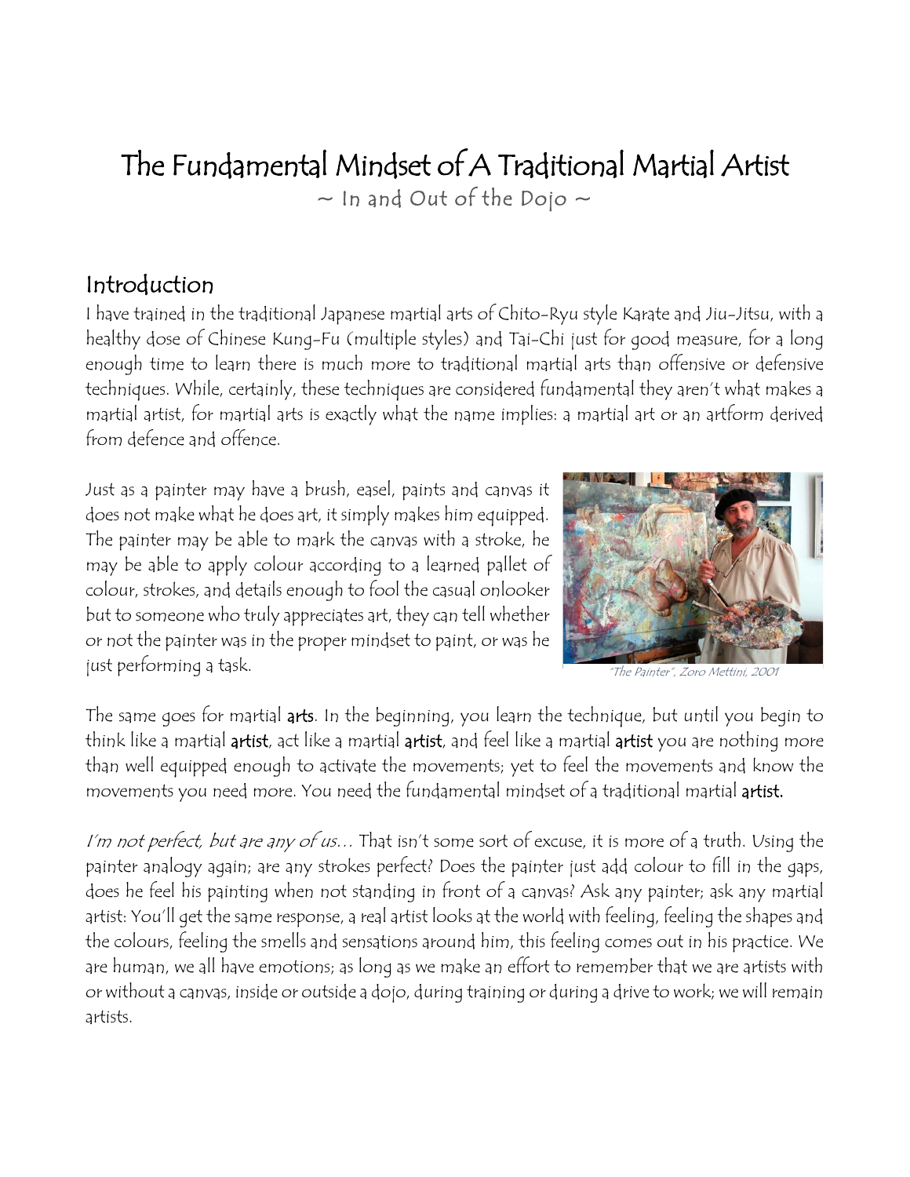# The Fundamental Mindset of A Traditional Martial Artist

~ In and Out of the Dojo ~

## Introduction

I have trained in the traditional Japanese martial arts of Chito-Ryu style Karate and Jiu-Jitsu, with a healthy dose of Chinese Kung-Fu (multiple styles) and Tai-Chi just for good measure, for a long enough time to learn there is much more to traditional martial arts than offensive or defensive techniques. While, certainly, these techniques are considered fundamental they aren't what makes a martial artist, for martial arts is exactly what the name implies: a martial art or an artform derived from defence and offence.

Just as a painter may have a brush, easel, paints and canvas it does not make what he does art, it simply makes him equipped. The painter may be able to mark the canvas with a stroke, he may be able to apply colour according to a learned pallet of colour, strokes, and details enough to fool the casual onlooker but to someone who truly appreciates art, they can tell whether or not the painter was in the proper mindset to paint, or was he just performing a task.

*"The Painter", Zoro Mettini, 2001*

The same goes for martial **arts**. In the beginning, you learn the technique, but until you begin to think like a martial **artist**, act like a martial **artist**, and feel like a martial **artist** you are nothing more than well equipped enough to activate the movements; yet to feel the movements and know the movements you need more. You need the fundamental mindset of a traditional martial **artist.**

*I'm not perfect, but are any of us…* That isn't some sort of excuse, it is more of a truth. Using the painter analogy again; are any strokes perfect? Does the painter just add colour to fill in the gaps, does he feel his painting when not standing in front of a canvas? Ask any painter; ask any martial artist: You'll get the same response, a real artist looks at the world with feeling, feeling the shapes and the colours, feeling the smells and sensations around him, this feeling comes out in his practice. We are human, we all have emotions; as long as we make an effort to remember that we are artists with or without a canvas, inside or outside a dojo, during training or during a drive to work; we will remain artists.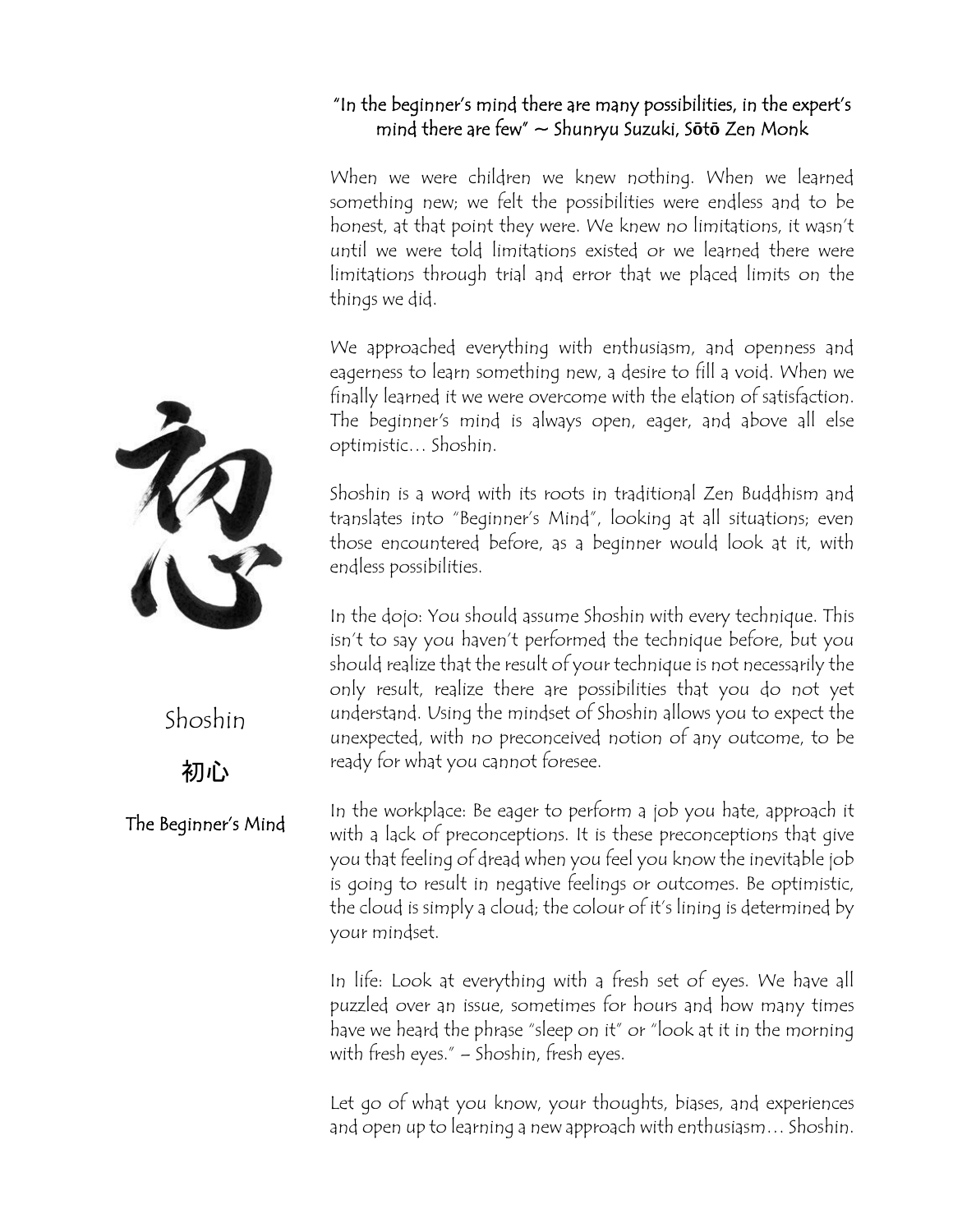"In the beginner's mind there are many possibilities, in the expert's mind there are few" ~ Shunryu Suzuki, Sōtō Zen Monk

Shoshin

初心

The Beginner's Mind

When we were children we knew nothing. When we learned something new; we felt the possibilities were endless and to be honest, at that point they were. We knew no limitations, it wasn't until we were told limitations existed or we learned there were limitations through trial and error that we placed limits on the things we did.

We approached everything with enthusiasm, and openness and eagerness to learn something new, a desire to fill a void. When we finally learned it we were overcome with the elation of satisfaction. The beginner's mind is always open, eager, and above all else optimistic… Shoshin.

Shoshin is a word with its roots in traditional Zen Buddhism and translates into "Beginner's Mind", looking at all situations; even those encountered before, as a beginner would look at it, with endless possibilities.

In the dojo: You should assume Shoshin with every technique. This isn't to say you haven't performed the technique before, but you should realize that the result of your technique is not necessarily the only result, realize there are possibilities that you do not yet understand. Using the mindset of Shoshin allows you to expect the unexpected, with no preconceived notion of any outcome, to be ready for what you cannot foresee.

In the workplace: Be eager to perform a job you hate, approach it with a lack of preconceptions. It is these preconceptions that give you that feeling of dread when you feel you know the inevitable job is going to result in negative feelings or outcomes. Be optimistic, the cloud is simply a cloud; the colour of it's lining is determined by your mindset.

In life: Look at everything with a fresh set of eyes. We have all puzzled over an issue, sometimes for hours and how many times have we heard the phrase "sleep on it" or "look at it in the morning with fresh eyes." – Shoshin, fresh eyes.

Let go of what you know, your thoughts, biases, and experiences and open up to learning a new approach with enthusiasm… Shoshin.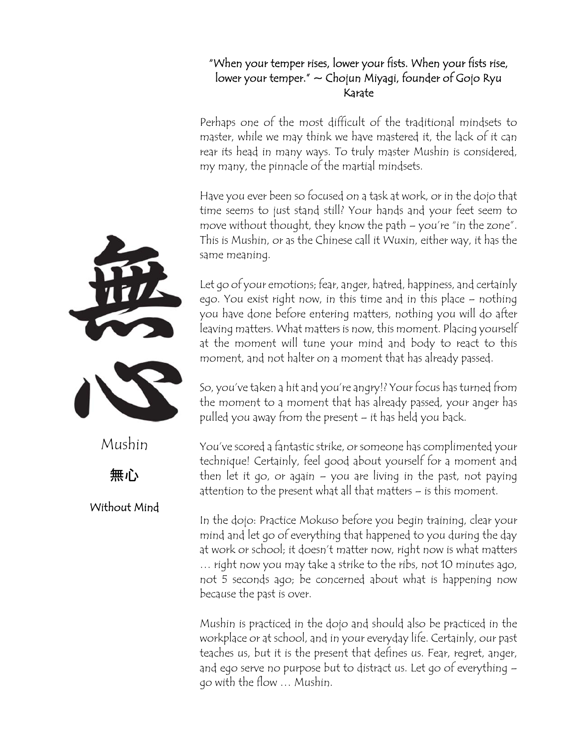"When your temper rises, lower your fists. When your fists rise, lower your temper." ~ Chojun Miyagi, founder of Gojo Ryu Karate

Perhaps one of the most difficult of the traditional mindsets to master, while we may think we have mastered it, the lack of it can rear its head in many ways. To truly master Mushin is considered, my many, the pinnacle of the martial mindsets.

Have you ever been so focused on a task at work, or in the dojo that time seems to just stand still? Your hands and your feet seem to move without thought, they know the path – you're "in the zone". This is Mushin, or as the Chinese call it Wuxin, either way, it has the same meaning.

Let go of your emotions; fear, anger, hatred, happiness, and certainly ego. You exist right now, in this time and in this place – nothing you have done before entering matters, nothing you will do after leaving matters. What matters is now, this moment. Placing yourself at the moment will tune your mind and body to react to this moment, and not halter on a moment that has already passed.

So, you've taken a hit and you're angry!? Your focus has turned from the moment to a moment that has already passed, your anger has pulled you away from the present – it has held you back.

You've scored a fantastic strike, or someone has complimented your technique! Certainly, feel good about yourself for a moment and then let it go, or again – you are living in the past, not paying attention to the present what all that matters – is this moment.

In the dojo: Practice Mokuso before you begin training, clear your mind and let go of everything that happened to you during the day at work or school; it doesn't matter now, right now is what matters … right now you may take a strike to the ribs, not 10 minutes ago, not 5 seconds ago; be concerned about what is happening now because the past is over.

Mushin is practiced in the dojo and should also be practiced in the workplace or at school, and in your everyday life. Certainly, our past teaches us, but it is the present that defines us. Fear, regret, anger, and ego serve no purpose but to distract us. Let go of everything – go with the flow … Mushin.

無心

Mushin

**無心**

Without Mind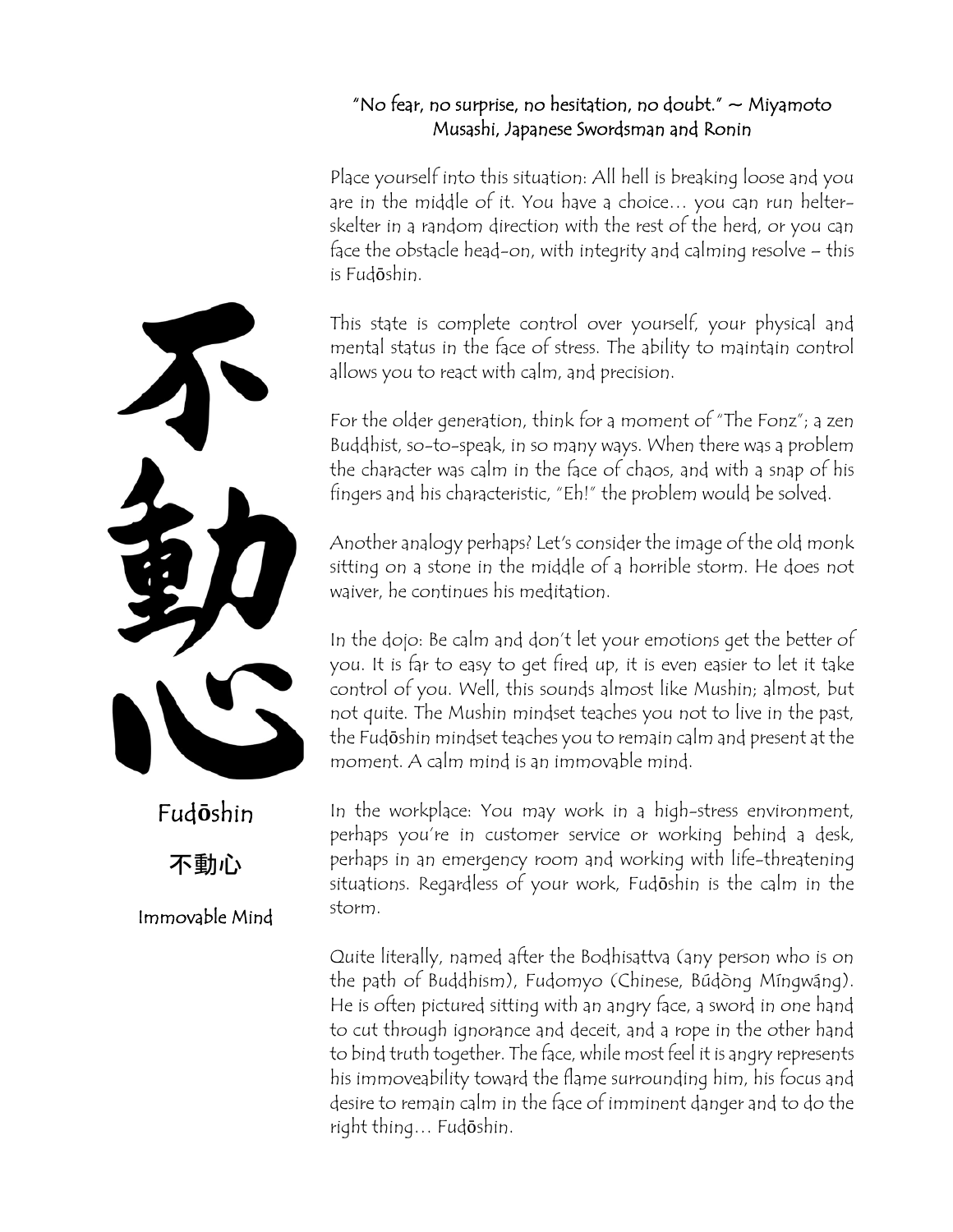"No fear, no surprise, no hesitation, no doubt." ~ Miyamoto Musashi, Japanese Swordsman and Ronin

不動心

**Fudōshin**

**不動心**

Immovable Mind

Place yourself into this situation: All hell is breaking loose and you are in the middle of it. You have a choice… you can run helter-skelter in a random direction with the rest of the herd, or you can face the obstacle head-on, with integrity and calming resolve – this is Fudōshin.

This state is complete control over yourself, your physical and mental status in the face of stress. The ability to maintain control allows you to react with calm, and precision.

For the older generation, think for a moment of "The Fonz"; a zen Buddhist, so-to-speak, in so many ways. When there was a problem the character was calm in the face of chaos, and with a snap of his fingers and his characteristic, "Eh!" the problem would be solved.

Another analogy perhaps? Let's consider the image of the old monk sitting on a stone in the middle of a horrible storm. He does not waiver, he continues his meditation.

In the dojo: Be calm and don't let your emotions get the better of you. It is far to easy to get fired up, it is even easier to let it take control of you. Well, this sounds almost like Mushin; almost, but not quite. The Mushin mindset teaches you not to live in the past, the Fudōshin mindset teaches you to remain calm and present at the moment. A calm mind is an immovable mind.

In the workplace: You may work in a high-stress environment, perhaps you're in customer service or working behind a desk, perhaps in an emergency room and working with life-threatening situations. Regardless of your work, Fudōshin is the calm in the storm.

Quite literally, named after the Bodhisattva (any person who is on the path of Buddhism), Fudomyo (Chinese, Búdòng Míngwáng). He is often pictured sitting with an angry face, a sword in one hand to cut through ignorance and deceit, and a rope in the other hand to bind truth together. The face, while most feel it is angry represents his immoveability toward the flame surrounding him, his focus and desire to remain calm in the face of imminent danger and to do the right thing… Fudōshin.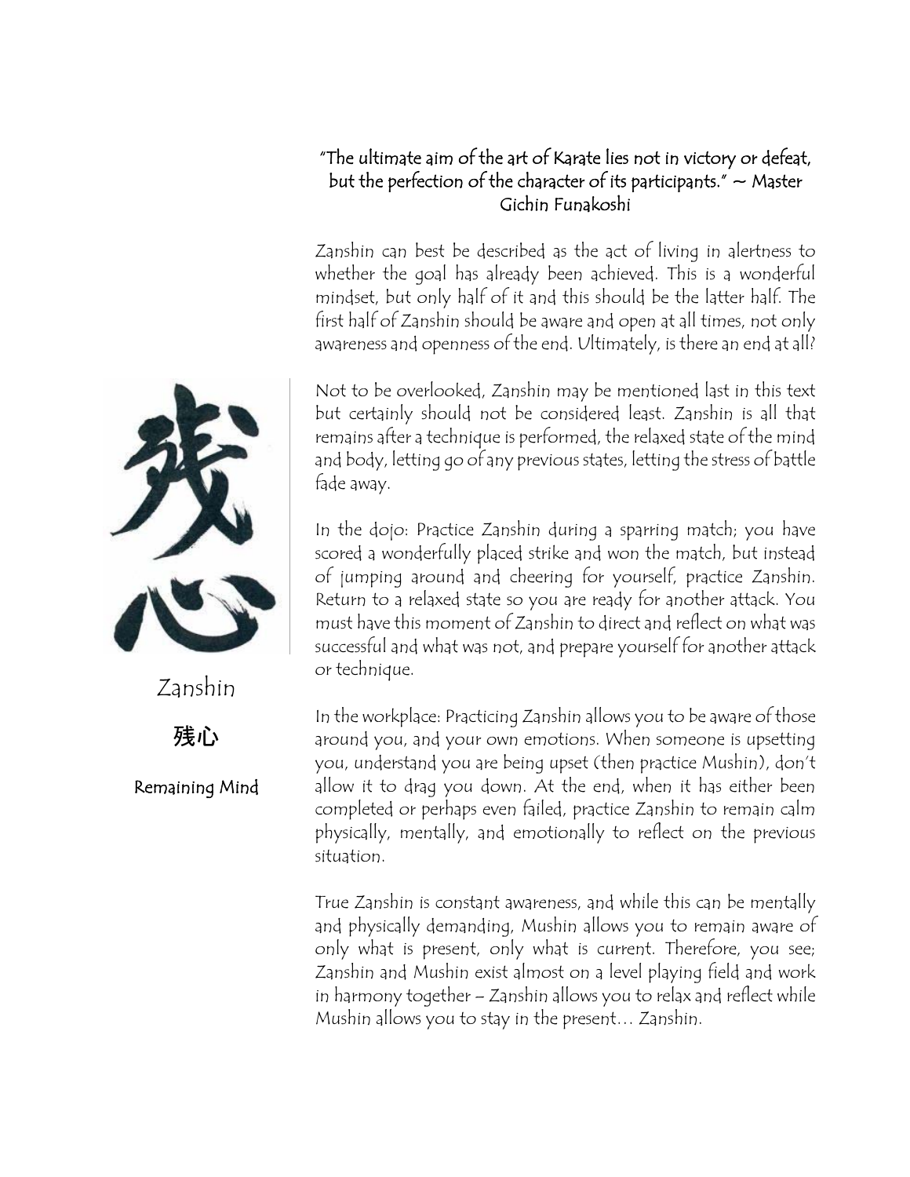"The ultimate aim of the art of Karate lies not in victory or defeat, but the perfection of the character of its participants." ~ Master Gichin Funakoshi

## Zanshin

**残心**

Remaining Mind

Zanshin can best be described as the act of living in alertness to whether the goal has already been achieved. This is a wonderful mindset, but only half of it and this should be the latter half. The first half of Zanshin should be aware and open at all times, not only awareness and openness of the end. Ultimately, is there an end at all?

Not to be overlooked, Zanshin may be mentioned last in this text but certainly should not be considered least. Zanshin is all that remains after a technique is performed, the relaxed state of the mind and body, letting go of any previous states, letting the stress of battle fade away.

In the dojo: Practice Zanshin during a sparring match; you have scored a wonderfully placed strike and won the match, but instead of jumping around and cheering for yourself, practice Zanshin. Return to a relaxed state so you are ready for another attack. You must have this moment of Zanshin to direct and reflect on what was successful and what was not, and prepare yourself for another attack or technique.

In the workplace: Practicing Zanshin allows you to be aware of those around you, and your own emotions. When someone is upsetting you, understand you are being upset (then practice Mushin), don't allow it to drag you down. At the end, when it has either been completed or perhaps even failed, practice Zanshin to remain calm physically, mentally, and emotionally to reflect on the previous situation.

True Zanshin is constant awareness, and while this can be mentally and physically demanding, Mushin allows you to remain aware of only what is present, only what is current. Therefore, you see; Zanshin and Mushin exist almost on a level playing field and work in harmony together – Zanshin allows you to relax and reflect while Mushin allows you to stay in the present… Zanshin.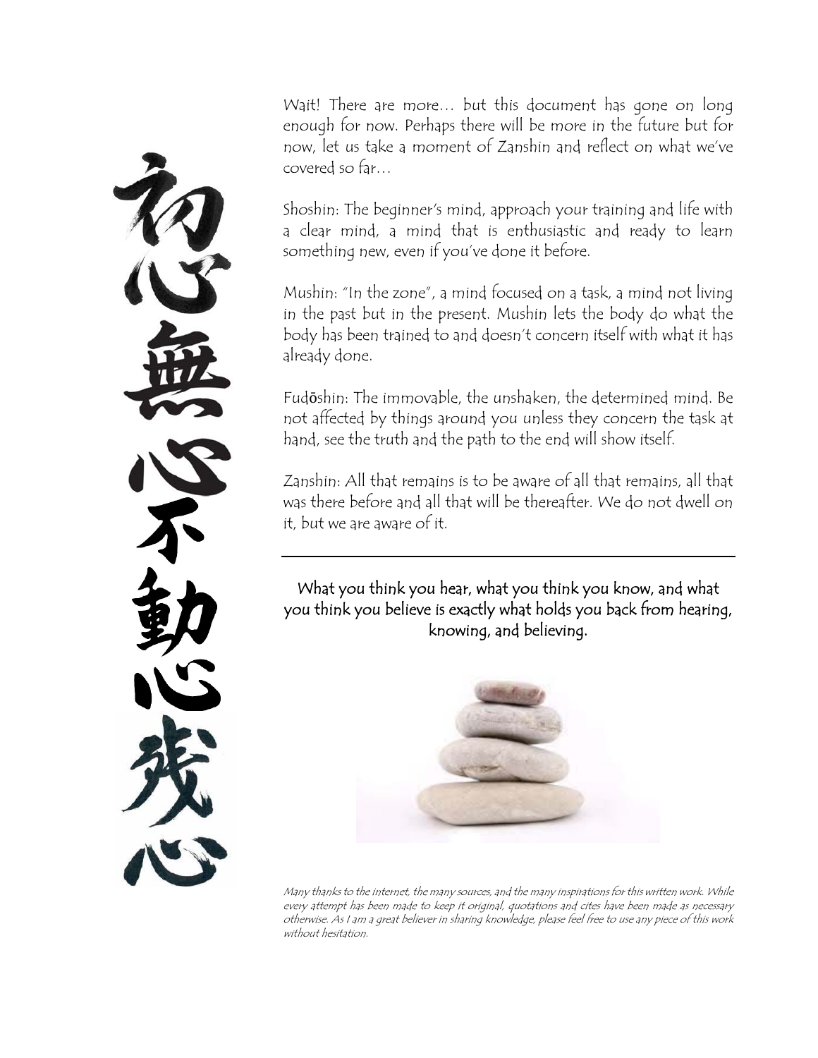初心無心不動心残心

Wait! There are more… but this document has gone on long enough for now. Perhaps there will be more in the future but for now, let us take a moment of Zanshin and reflect on what we've covered so far…

Shoshin: The beginner's mind, approach your training and life with a clear mind, a mind that is enthusiastic and ready to learn something new, even if you've done it before.

Mushin: "In the zone", a mind focused on a task, a mind not living in the past but in the present. Mushin lets the body do what the body has been trained to and doesn't concern itself with what it has already done.

Fudōshin: The immovable, the unshaken, the determined mind. Be not affected by things around you unless they concern the task at hand, see the truth and the path to the end will show itself.

Zanshin: All that remains is to be aware of all that remains, all that was there before and all that will be thereafter. We do not dwell on it, but we are aware of it.

---

What you think you hear, what you think you know, and what you think you believe is exactly what holds you back from hearing, knowing, and believing.

*Many thanks to the internet, the many sources, and the many inspirations for this written work. While every attempt has been made to keep it original, quotations and cites have been made as necessary otherwise. As I am a great believer in sharing knowledge, please feel free to use any piece of this work without hesitation.*